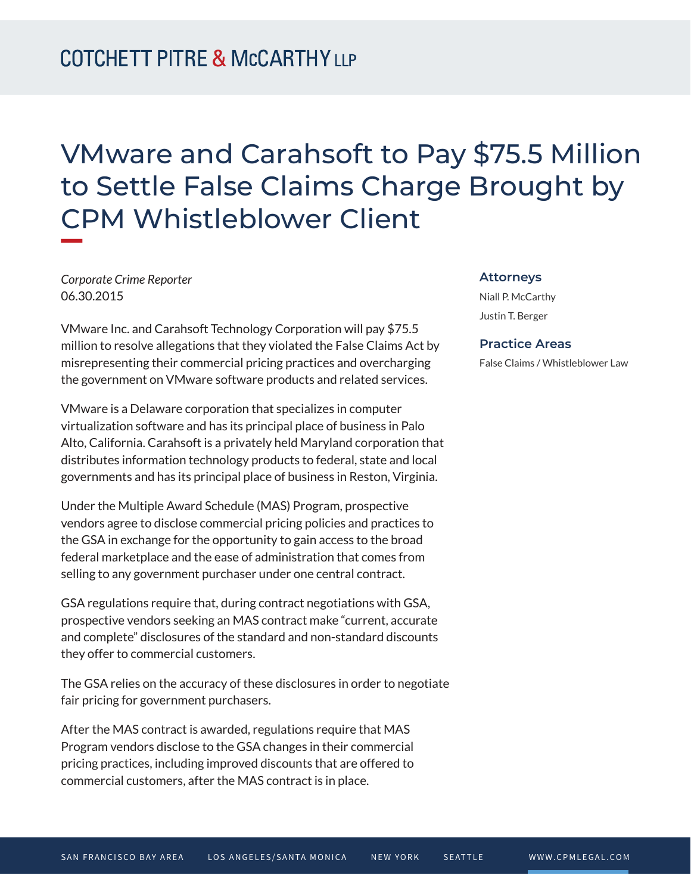# VMware and Carahsoft to Pay $75.5 Million to Settle False Claims Charge Brought by CPM Whistleblower Client

*Corporate Crime Reporter*
06.30.2015

VMware Inc. and Carahsoft Technology Corporation will pay $75.5 million to resolve allegations that they violated the False Claims Act by misrepresenting their commercial pricing practices and overcharging the government on VMware software products and related services.

VMware is a Delaware corporation that specializes in computer virtualization software and has its principal place of business in Palo Alto, California. Carahsoft is a privately held Maryland corporation that distributes information technology products to federal, state and local governments and has its principal place of business in Reston, Virginia.

Under the Multiple Award Schedule (MAS) Program, prospective vendors agree to disclose commercial pricing policies and practices to the GSA in exchange for the opportunity to gain access to the broad federal marketplace and the ease of administration that comes from selling to any government purchaser under one central contract.

GSA regulations require that, during contract negotiations with GSA, prospective vendors seeking an MAS contract make "current, accurate and complete" disclosures of the standard and non-standard discounts they offer to commercial customers.

The GSA relies on the accuracy of these disclosures in order to negotiate fair pricing for government purchasers.

After the MAS contract is awarded, regulations require that MAS Program vendors disclose to the GSA changes in their commercial pricing practices, including improved discounts that are offered to commercial customers, after the MAS contract is in place.

### Attorneys

Niall P. McCarthy

Justin T. Berger

### Practice Areas

False Claims / Whistleblower Law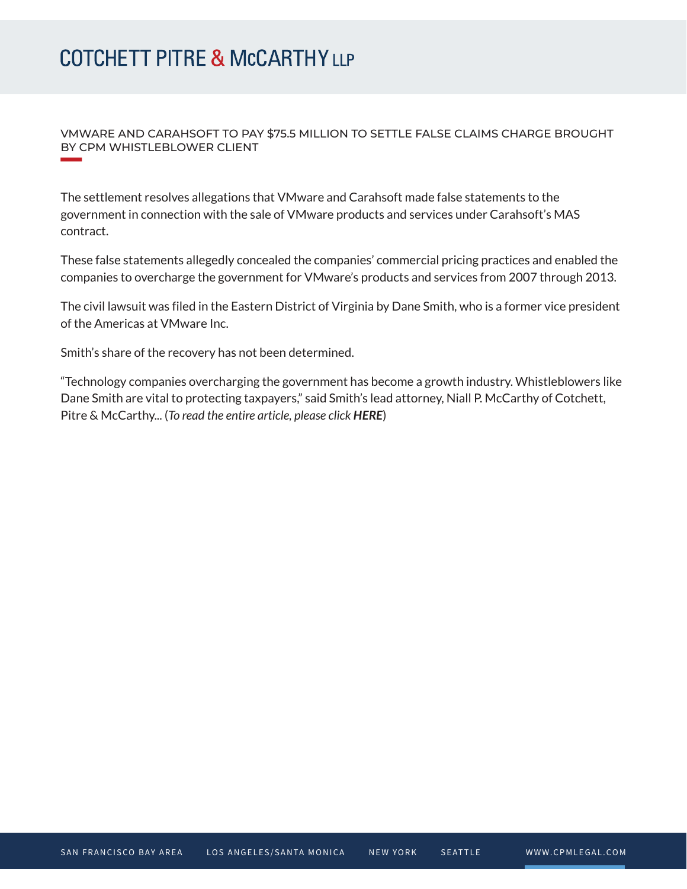# COTCHETT PITRE & McCARTHY LLP

## VMWARE AND CARAHSOFT TO PAY $75.5 MILLION TO SETTLE FALSE CLAIMS CHARGE BROUGHT BY CPM WHISTLEBLOWER CLIENT

The settlement resolves allegations that VMware and Carahsoft made false statements to the government in connection with the sale of VMware products and services under Carahsoft's MAS contract.

These false statements allegedly concealed the companies' commercial pricing practices and enabled the companies to overcharge the government for VMware's products and services from 2007 through 2013.

The civil lawsuit was filed in the Eastern District of Virginia by Dane Smith, who is a former vice president of the Americas at VMware Inc.

Smith's share of the recovery has not been determined.

"Technology companies overcharging the government has become a growth industry. Whistleblowers like Dane Smith are vital to protecting taxpayers," said Smith's lead attorney, Niall P. McCarthy of Cotchett, Pitre & McCarthy... (*To read the entire article, please click **HERE***)

SAN FRANCISCO BAY AREA    LOS ANGELES/SANTA MONICA    NEW YORK    SEATTLE    WWW.CPMLEGAL.COM